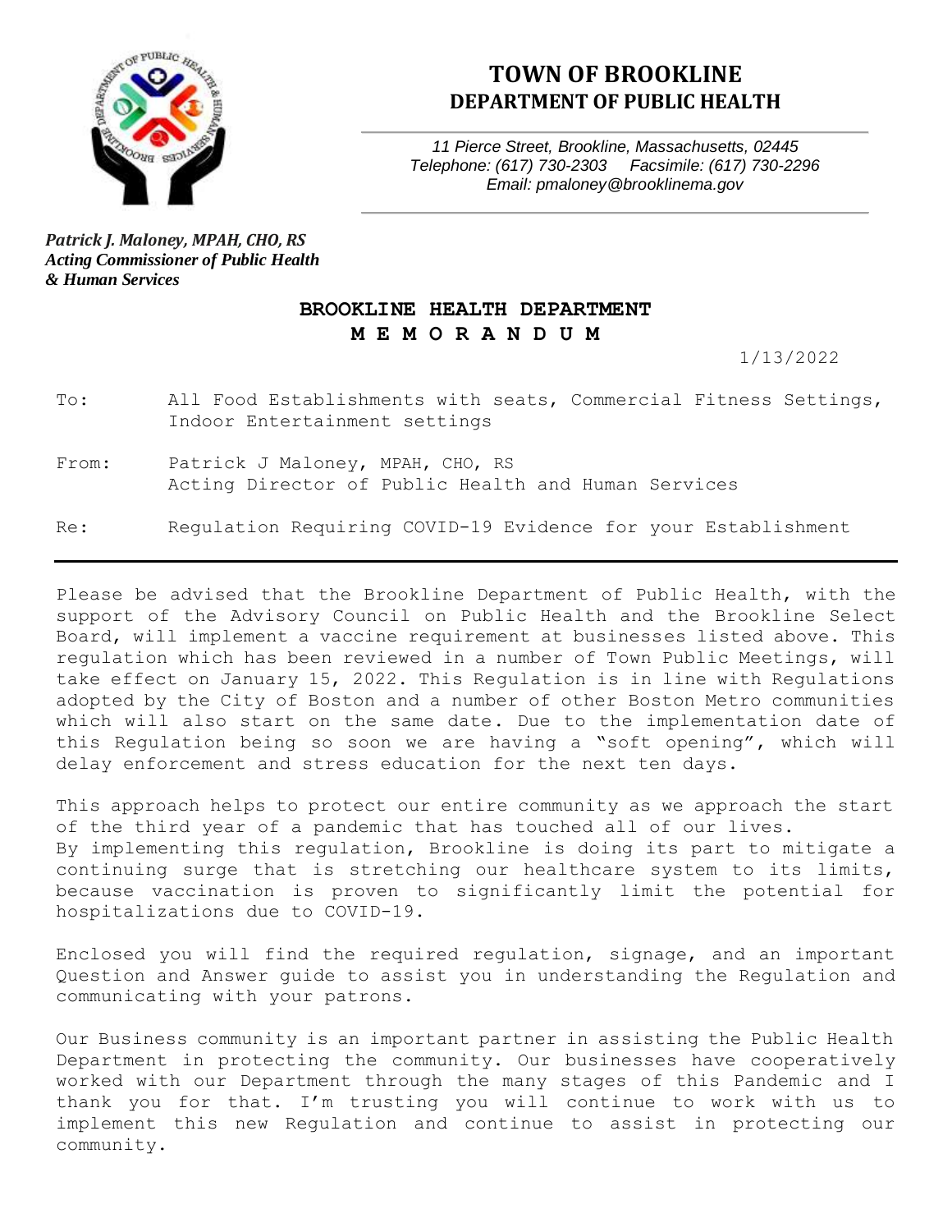# TOWN OF BROOKLINE

## DEPARTMENT OF PUBLIC HEALTH

*11 Pierce Street, Brookline, Massachusetts, 02445*
*Telephone: (617) 730-2303 Facsimile: (617) 730-2296*
*Email: pmaloney@brooklinema.gov*

***Patrick J. Maloney, MPAH, CHO, RS***
***Acting Commissioner of Public Health***
***& Human Services***

**BROOKLINE HEALTH DEPARTMENT**

**M E M O R A N D U M**

1/13/2022

To: All Food Establishments with seats, Commercial Fitness Settings, Indoor Entertainment settings

From: Patrick J Maloney, MPAH, CHO, RS
Acting Director of Public Health and Human Services

Re: Regulation Requiring COVID-19 Evidence for your Establishment

---

Please be advised that the Brookline Department of Public Health, with the support of the Advisory Council on Public Health and the Brookline Select Board, will implement a vaccine requirement at businesses listed above. This regulation which has been reviewed in a number of Town Public Meetings, will take effect on January 15, 2022. This Regulation is in line with Regulations adopted by the City of Boston and a number of other Boston Metro communities which will also start on the same date. Due to the implementation date of this Regulation being so soon we are having a "soft opening", which will delay enforcement and stress education for the next ten days.

This approach helps to protect our entire community as we approach the start of the third year of a pandemic that has touched all of our lives.
By implementing this regulation, Brookline is doing its part to mitigate a continuing surge that is stretching our healthcare system to its limits, because vaccination is proven to significantly limit the potential for hospitalizations due to COVID-19.

Enclosed you will find the required regulation, signage, and an important Question and Answer guide to assist you in understanding the Regulation and communicating with your patrons.

Our Business community is an important partner in assisting the Public Health Department in protecting the community. Our businesses have cooperatively worked with our Department through the many stages of this Pandemic and I thank you for that. I'm trusting you will continue to work with us to implement this new Regulation and continue to assist in protecting our community.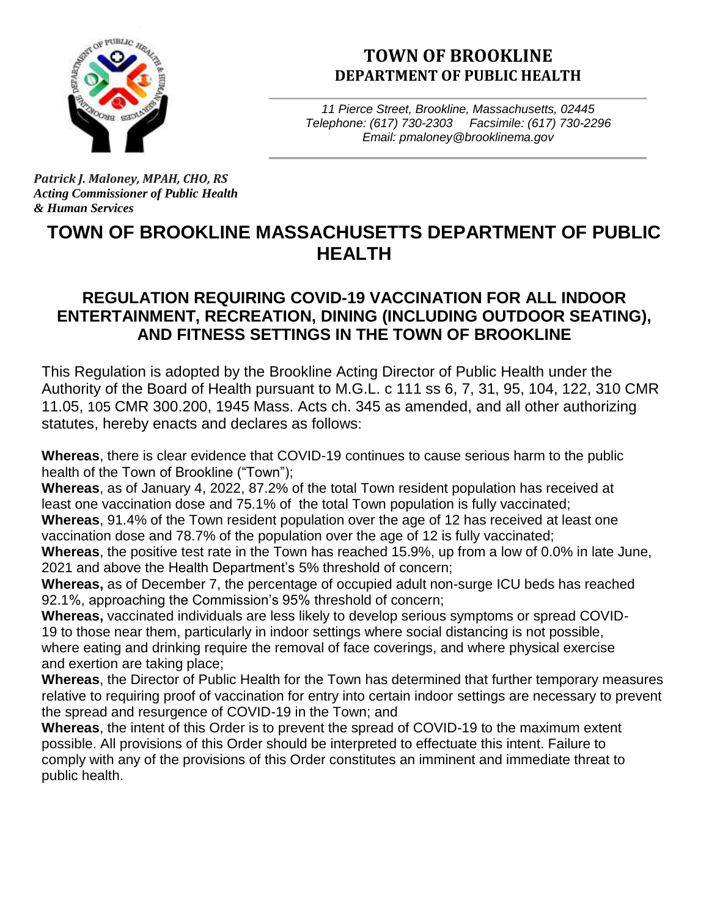# TOWN OF BROOKLINE
## DEPARTMENT OF PUBLIC HEALTH

*11 Pierce Street, Brookline, Massachusetts, 02445*
*Telephone: (617) 730-2303 Facsimile: (617) 730-2296*
*Email: pmaloney@brooklinema.gov*

***Patrick J. Maloney, MPAH, CHO, RS***
***Acting Commissioner of Public Health***
***& Human Services***

# TOWN OF BROOKLINE MASSACHUSETTS DEPARTMENT OF PUBLIC HEALTH

## REGULATION REQUIRING COVID-19 VACCINATION FOR ALL INDOOR ENTERTAINMENT, RECREATION, DINING (INCLUDING OUTDOOR SEATING), AND FITNESS SETTINGS IN THE TOWN OF BROOKLINE

This Regulation is adopted by the Brookline Acting Director of Public Health under the Authority of the Board of Health pursuant to M.G.L. c 111 ss 6, 7, 31, 95, 104, 122, 310 CMR 11.05, 105 CMR 300.200, 1945 Mass. Acts ch. 345 as amended, and all other authorizing statutes, hereby enacts and declares as follows:

**Whereas**, there is clear evidence that COVID-19 continues to cause serious harm to the public health of the Town of Brookline ("Town");
**Whereas**, as of January 4, 2022, 87.2% of the total Town resident population has received at least one vaccination dose and 75.1% of the total Town population is fully vaccinated;
**Whereas**, 91.4% of the Town resident population over the age of 12 has received at least one vaccination dose and 78.7% of the population over the age of 12 is fully vaccinated;
**Whereas**, the positive test rate in the Town has reached 15.9%, up from a low of 0.0% in late June, 2021 and above the Health Department's 5% threshold of concern;
**Whereas,** as of December 7, the percentage of occupied adult non-surge ICU beds has reached 92.1%, approaching the Commission's 95% threshold of concern;
**Whereas,** vaccinated individuals are less likely to develop serious symptoms or spread COVID-19 to those near them, particularly in indoor settings where social distancing is not possible, where eating and drinking require the removal of face coverings, and where physical exercise and exertion are taking place;
**Whereas**, the Director of Public Health for the Town has determined that further temporary measures relative to requiring proof of vaccination for entry into certain indoor settings are necessary to prevent the spread and resurgence of COVID-19 in the Town; and
**Whereas**, the intent of this Order is to prevent the spread of COVID-19 to the maximum extent possible. All provisions of this Order should be interpreted to effectuate this intent. Failure to comply with any of the provisions of this Order constitutes an imminent and immediate threat to public health.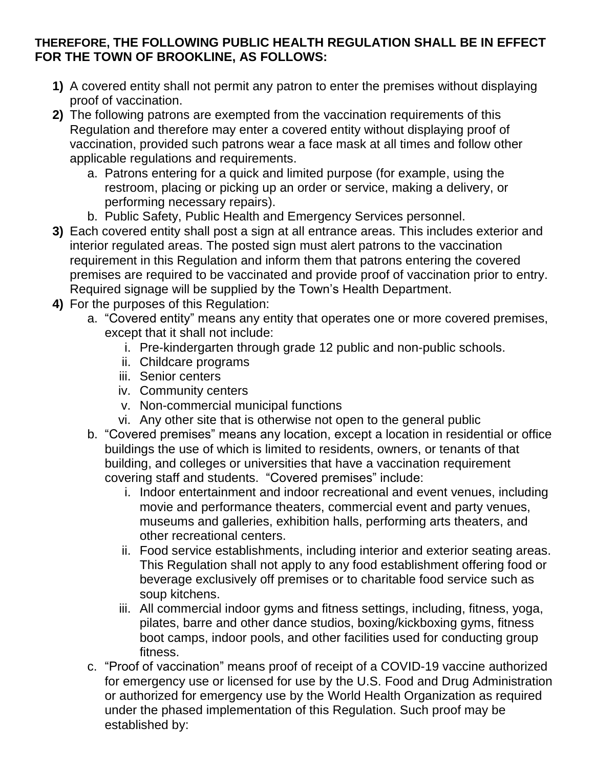**THEREFORE, THE FOLLOWING PUBLIC HEALTH REGULATION SHALL BE IN EFFECT FOR THE TOWN OF BROOKLINE, AS FOLLOWS:**

1) A covered entity shall not permit any patron to enter the premises without displaying proof of vaccination.
2) The following patrons are exempted from the vaccination requirements of this Regulation and therefore may enter a covered entity without displaying proof of vaccination, provided such patrons wear a face mask at all times and follow other applicable regulations and requirements.
   a. Patrons entering for a quick and limited purpose (for example, using the restroom, placing or picking up an order or service, making a delivery, or performing necessary repairs).
   b. Public Safety, Public Health and Emergency Services personnel.
3) Each covered entity shall post a sign at all entrance areas. This includes exterior and interior regulated areas. The posted sign must alert patrons to the vaccination requirement in this Regulation and inform them that patrons entering the covered premises are required to be vaccinated and provide proof of vaccination prior to entry. Required signage will be supplied by the Town's Health Department.
4) For the purposes of this Regulation:
   a. "Covered entity" means any entity that operates one or more covered premises, except that it shall not include:
      i. Pre-kindergarten through grade 12 public and non-public schools.
      ii. Childcare programs
      iii. Senior centers
      iv. Community centers
      v. Non-commercial municipal functions
      vi. Any other site that is otherwise not open to the general public
   b. "Covered premises" means any location, except a location in residential or office buildings the use of which is limited to residents, owners, or tenants of that building, and colleges or universities that have a vaccination requirement covering staff and students. "Covered premises" include:
      i. Indoor entertainment and indoor recreational and event venues, including movie and performance theaters, commercial event and party venues, museums and galleries, exhibition halls, performing arts theaters, and other recreational centers.
      ii. Food service establishments, including interior and exterior seating areas. This Regulation shall not apply to any food establishment offering food or beverage exclusively off premises or to charitable food service such as soup kitchens.
      iii. All commercial indoor gyms and fitness settings, including, fitness, yoga, pilates, barre and other dance studios, boxing/kickboxing gyms, fitness boot camps, indoor pools, and other facilities used for conducting group fitness.
   c. "Proof of vaccination" means proof of receipt of a COVID-19 vaccine authorized for emergency use or licensed for use by the U.S. Food and Drug Administration or authorized for emergency use by the World Health Organization as required under the phased implementation of this Regulation. Such proof may be established by: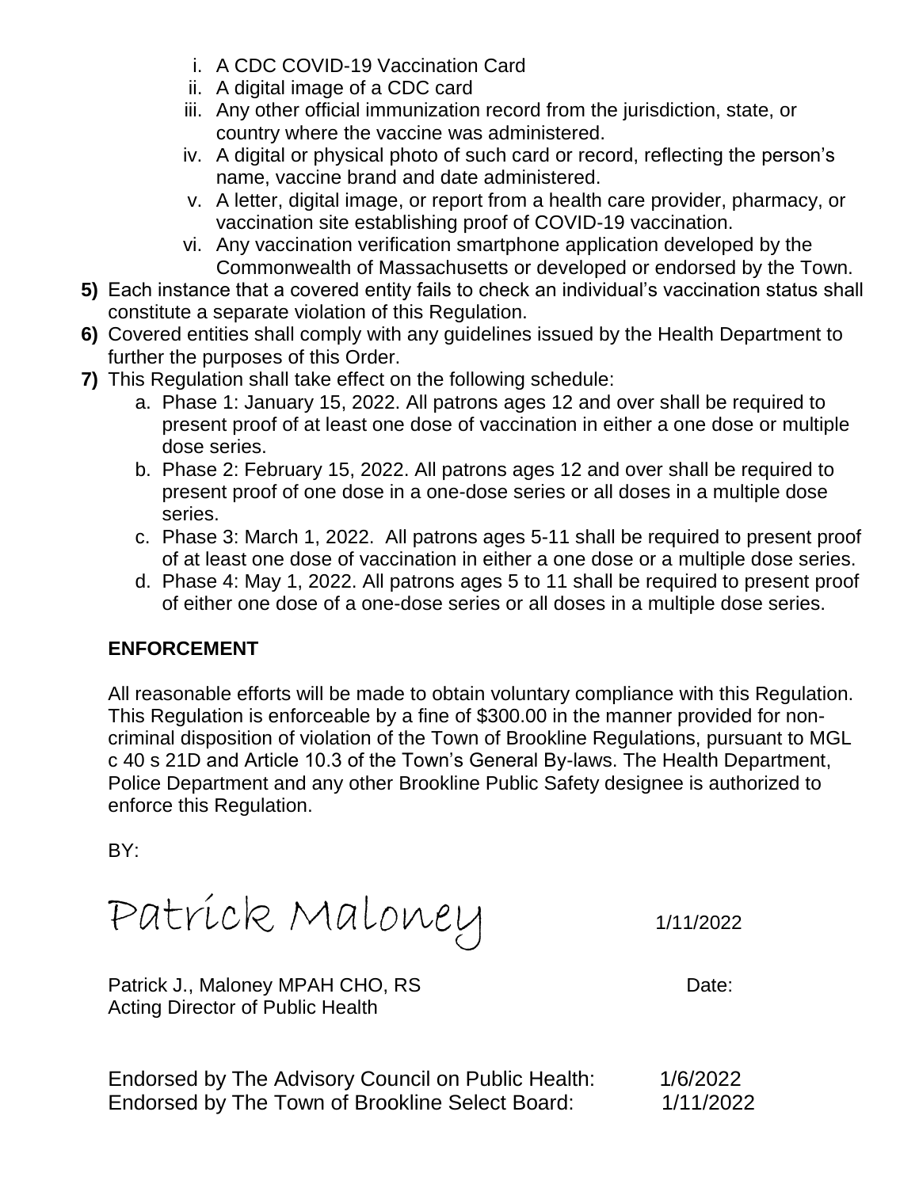i. A CDC COVID-19 Vaccination Card
ii. A digital image of a CDC card
iii. Any other official immunization record from the jurisdiction, state, or country where the vaccine was administered.
iv. A digital or physical photo of such card or record, reflecting the person's name, vaccine brand and date administered.
v. A letter, digital image, or report from a health care provider, pharmacy, or vaccination site establishing proof of COVID-19 vaccination.
vi. Any vaccination verification smartphone application developed by the Commonwealth of Massachusetts or developed or endorsed by the Town.

**5)** Each instance that a covered entity fails to check an individual's vaccination status shall constitute a separate violation of this Regulation.

**6)** Covered entities shall comply with any guidelines issued by the Health Department to further the purposes of this Order.

**7)** This Regulation shall take effect on the following schedule:

a. Phase 1: January 15, 2022. All patrons ages 12 and over shall be required to present proof of at least one dose of vaccination in either a one dose or multiple dose series.
b. Phase 2: February 15, 2022. All patrons ages 12 and over shall be required to present proof of one dose in a one-dose series or all doses in a multiple dose series.
c. Phase 3: March 1, 2022. All patrons ages 5-11 shall be required to present proof of at least one dose of vaccination in either a one dose or a multiple dose series.
d. Phase 4: May 1, 2022. All patrons ages 5 to 11 shall be required to present proof of either one dose of a one-dose series or all doses in a multiple dose series.

**ENFORCEMENT**

All reasonable efforts will be made to obtain voluntary compliance with this Regulation. This Regulation is enforceable by a fine of $300.00 in the manner provided for non-criminal disposition of violation of the Town of Brookline Regulations, pursuant to MGL c 40 s 21D and Article 10.3 of the Town's General By-laws. The Health Department, Police Department and any other Brookline Public Safety designee is authorized to enforce this Regulation.

BY:

Patrick Maloney 1/11/2022

Patrick J., Maloney MPAH CHO, RS Date:
Acting Director of Public Health

Endorsed by The Advisory Council on Public Health: 1/6/2022
Endorsed by The Town of Brookline Select Board: 1/11/2022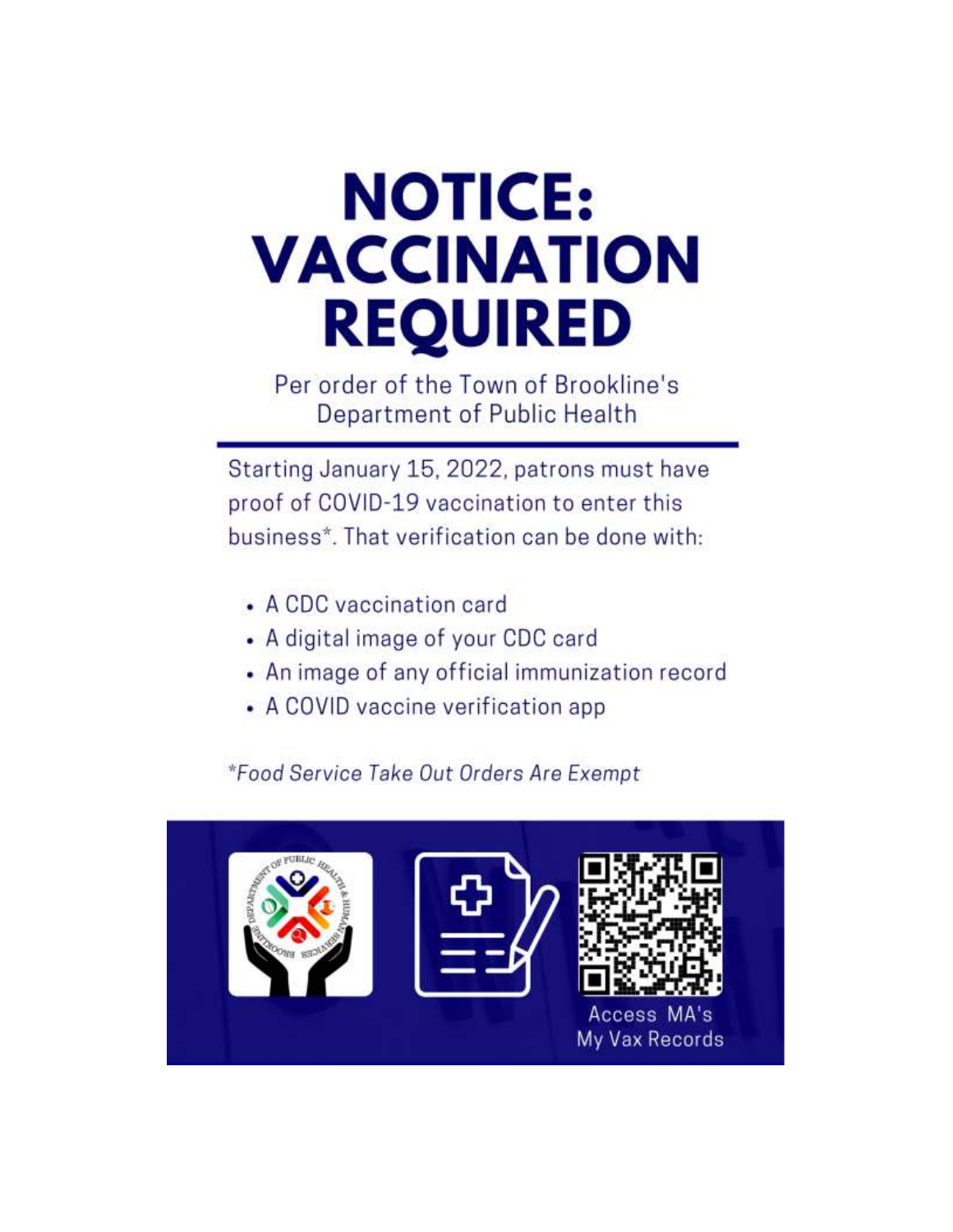# NOTICE: VACCINATION REQUIRED

Per order of the Town of Brookline's Department of Public Health

Starting January 15, 2022, patrons must have proof of COVID-19 vaccination to enter this business*. That verification can be done with:

- A CDC vaccination card
- A digital image of your CDC card
- An image of any official immunization record
- A COVID vaccine verification app

*\*Food Service Take Out Orders Are Exempt*

Access MA's My Vax Records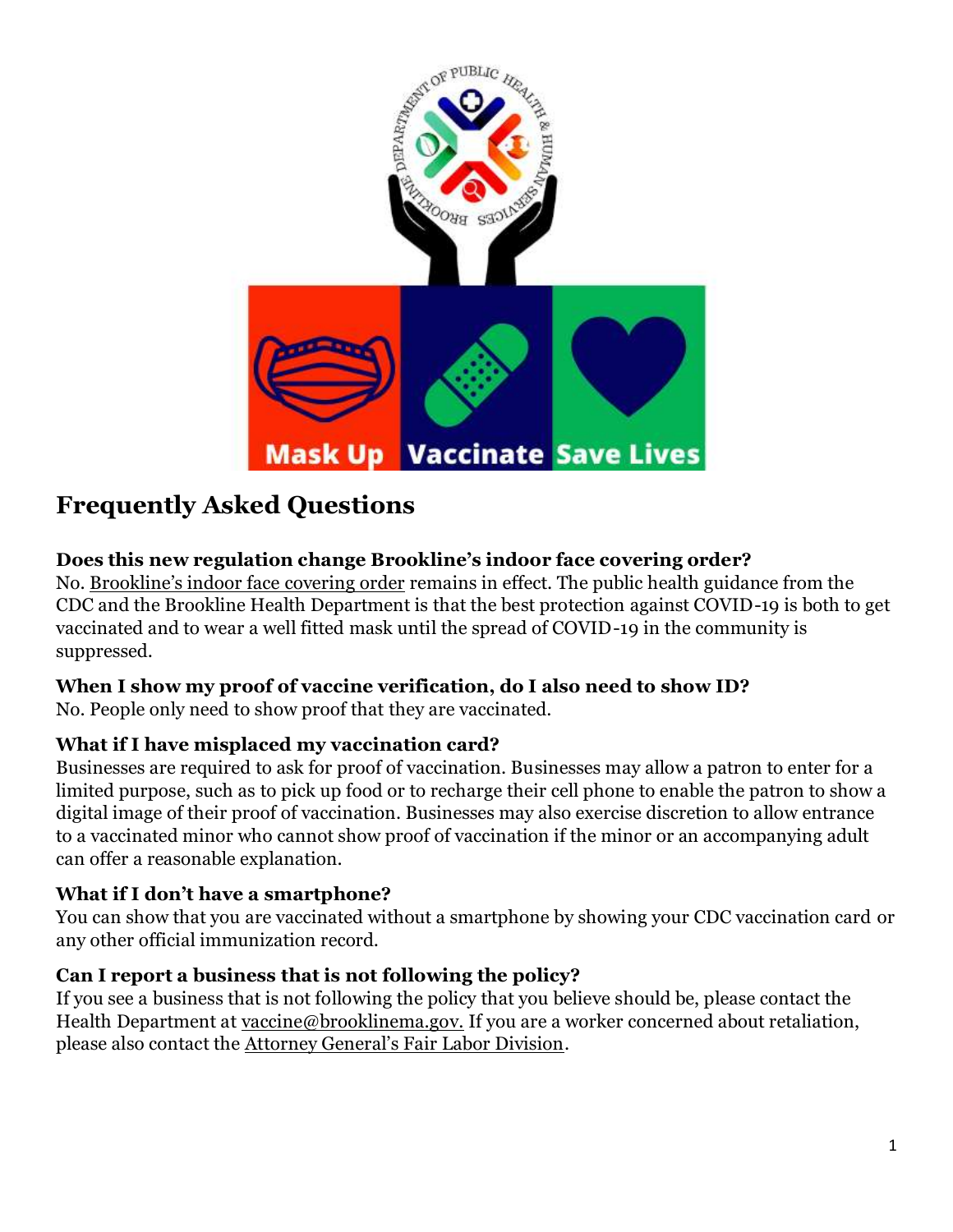# Frequently Asked Questions

### Does this new regulation change Brookline's indoor face covering order?

No. Brookline's indoor face covering order remains in effect. The public health guidance from the CDC and the Brookline Health Department is that the best protection against COVID-19 is both to get vaccinated and to wear a well fitted mask until the spread of COVID-19 in the community is suppressed.

### When I show my proof of vaccine verification, do I also need to show ID?

No. People only need to show proof that they are vaccinated.

### What if I have misplaced my vaccination card?

Businesses are required to ask for proof of vaccination. Businesses may allow a patron to enter for a limited purpose, such as to pick up food or to recharge their cell phone to enable the patron to show a digital image of their proof of vaccination. Businesses may also exercise discretion to allow entrance to a vaccinated minor who cannot show proof of vaccination if the minor or an accompanying adult can offer a reasonable explanation.

### What if I don't have a smartphone?

You can show that you are vaccinated without a smartphone by showing your CDC vaccination card or any other official immunization record.

### Can I report a business that is not following the policy?

If you see a business that is not following the policy that you believe should be, please contact the Health Department at vaccine@brooklinema.gov. If you are a worker concerned about retaliation, please also contact the Attorney General's Fair Labor Division.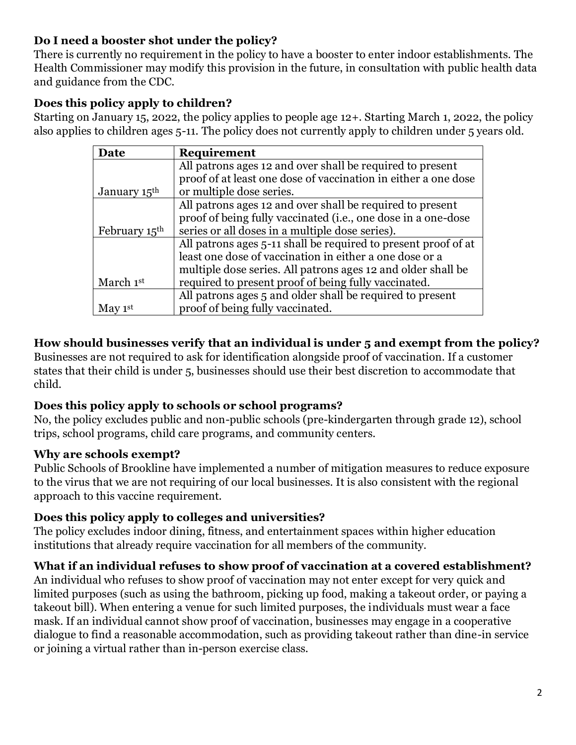**Do I need a booster shot under the policy?**

There is currently no requirement in the policy to have a booster to enter indoor establishments. The Health Commissioner may modify this provision in the future, in consultation with public health data and guidance from the CDC.

**Does this policy apply to children?**

Starting on January 15, 2022, the policy applies to people age 12+. Starting March 1, 2022, the policy also applies to children ages 5-11. The policy does not currently apply to children under 5 years old.

| Date | Requirement |
| --- | --- |
| January 15th | All patrons ages 12 and over shall be required to present proof of at least one dose of vaccination in either a one dose or multiple dose series. |
| February 15th | All patrons ages 12 and over shall be required to present proof of being fully vaccinated (i.e., one dose in a one-dose series or all doses in a multiple dose series). |
| March 1st | All patrons ages 5-11 shall be required to present proof of at least one dose of vaccination in either a one dose or a multiple dose series. All patrons ages 12 and older shall be required to present proof of being fully vaccinated. |
| May 1st | All patrons ages 5 and older shall be required to present proof of being fully vaccinated. |

**How should businesses verify that an individual is under 5 and exempt from the policy?**

Businesses are not required to ask for identification alongside proof of vaccination. If a customer states that their child is under 5, businesses should use their best discretion to accommodate that child.

**Does this policy apply to schools or school programs?**

No, the policy excludes public and non-public schools (pre-kindergarten through grade 12), school trips, school programs, child care programs, and community centers.

**Why are schools exempt?**

Public Schools of Brookline have implemented a number of mitigation measures to reduce exposure to the virus that we are not requiring of our local businesses. It is also consistent with the regional approach to this vaccine requirement.

**Does this policy apply to colleges and universities?**

The policy excludes indoor dining, fitness, and entertainment spaces within higher education institutions that already require vaccination for all members of the community.

**What if an individual refuses to show proof of vaccination at a covered establishment?**

An individual who refuses to show proof of vaccination may not enter except for very quick and limited purposes (such as using the bathroom, picking up food, making a takeout order, or paying a takeout bill). When entering a venue for such limited purposes, the individuals must wear a face mask. If an individual cannot show proof of vaccination, businesses may engage in a cooperative dialogue to find a reasonable accommodation, such as providing takeout rather than dine-in service or joining a virtual rather than in-person exercise class.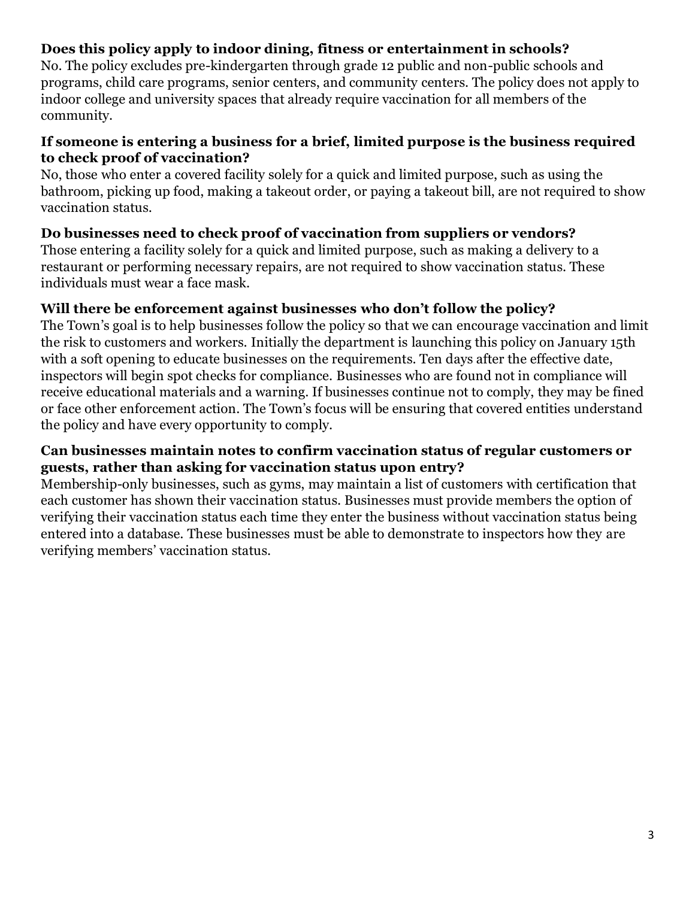### Does this policy apply to indoor dining, fitness or entertainment in schools?

No. The policy excludes pre-kindergarten through grade 12 public and non-public schools and programs, child care programs, senior centers, and community centers. The policy does not apply to indoor college and university spaces that already require vaccination for all members of the community.

### If someone is entering a business for a brief, limited purpose is the business required to check proof of vaccination?

No, those who enter a covered facility solely for a quick and limited purpose, such as using the bathroom, picking up food, making a takeout order, or paying a takeout bill, are not required to show vaccination status.

### Do businesses need to check proof of vaccination from suppliers or vendors?

Those entering a facility solely for a quick and limited purpose, such as making a delivery to a restaurant or performing necessary repairs, are not required to show vaccination status. These individuals must wear a face mask.

### Will there be enforcement against businesses who don't follow the policy?

The Town's goal is to help businesses follow the policy so that we can encourage vaccination and limit the risk to customers and workers. Initially the department is launching this policy on January 15th with a soft opening to educate businesses on the requirements. Ten days after the effective date, inspectors will begin spot checks for compliance. Businesses who are found not in compliance will receive educational materials and a warning. If businesses continue not to comply, they may be fined or face other enforcement action. The Town's focus will be ensuring that covered entities understand the policy and have every opportunity to comply.

### Can businesses maintain notes to confirm vaccination status of regular customers or guests, rather than asking for vaccination status upon entry?

Membership-only businesses, such as gyms, may maintain a list of customers with certification that each customer has shown their vaccination status. Businesses must provide members the option of verifying their vaccination status each time they enter the business without vaccination status being entered into a database. These businesses must be able to demonstrate to inspectors how they are verifying members' vaccination status.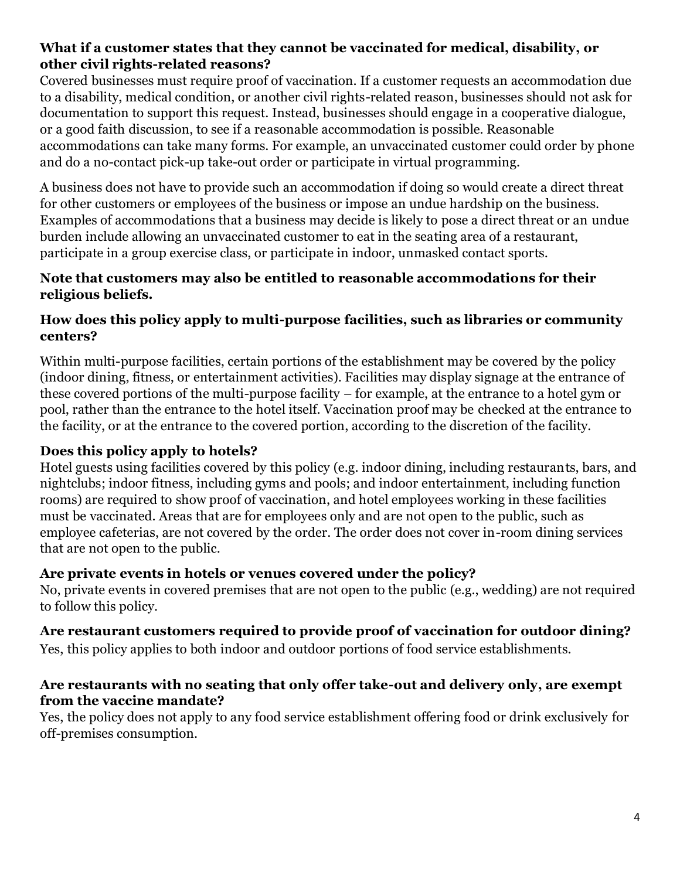### What if a customer states that they cannot be vaccinated for medical, disability, or other civil rights-related reasons?

Covered businesses must require proof of vaccination. If a customer requests an accommodation due to a disability, medical condition, or another civil rights-related reason, businesses should not ask for documentation to support this request. Instead, businesses should engage in a cooperative dialogue, or a good faith discussion, to see if a reasonable accommodation is possible. Reasonable accommodations can take many forms. For example, an unvaccinated customer could order by phone and do a no-contact pick-up take-out order or participate in virtual programming.

A business does not have to provide such an accommodation if doing so would create a direct threat for other customers or employees of the business or impose an undue hardship on the business. Examples of accommodations that a business may decide is likely to pose a direct threat or an undue burden include allowing an unvaccinated customer to eat in the seating area of a restaurant, participate in a group exercise class, or participate in indoor, unmasked contact sports.

**Note that customers may also be entitled to reasonable accommodations for their religious beliefs.**

### How does this policy apply to multi-purpose facilities, such as libraries or community centers?

Within multi-purpose facilities, certain portions of the establishment may be covered by the policy (indoor dining, fitness, or entertainment activities). Facilities may display signage at the entrance of these covered portions of the multi-purpose facility – for example, at the entrance to a hotel gym or pool, rather than the entrance to the hotel itself. Vaccination proof may be checked at the entrance to the facility, or at the entrance to the covered portion, according to the discretion of the facility.

### Does this policy apply to hotels?

Hotel guests using facilities covered by this policy (e.g. indoor dining, including restaurants, bars, and nightclubs; indoor fitness, including gyms and pools; and indoor entertainment, including function rooms) are required to show proof of vaccination, and hotel employees working in these facilities must be vaccinated. Areas that are for employees only and are not open to the public, such as employee cafeterias, are not covered by the order. The order does not cover in-room dining services that are not open to the public.

### Are private events in hotels or venues covered under the policy?

No, private events in covered premises that are not open to the public (e.g., wedding) are not required to follow this policy.

### Are restaurant customers required to provide proof of vaccination for outdoor dining?

Yes, this policy applies to both indoor and outdoor portions of food service establishments.

### Are restaurants with no seating that only offer take-out and delivery only, are exempt from the vaccine mandate?

Yes, the policy does not apply to any food service establishment offering food or drink exclusively for off-premises consumption.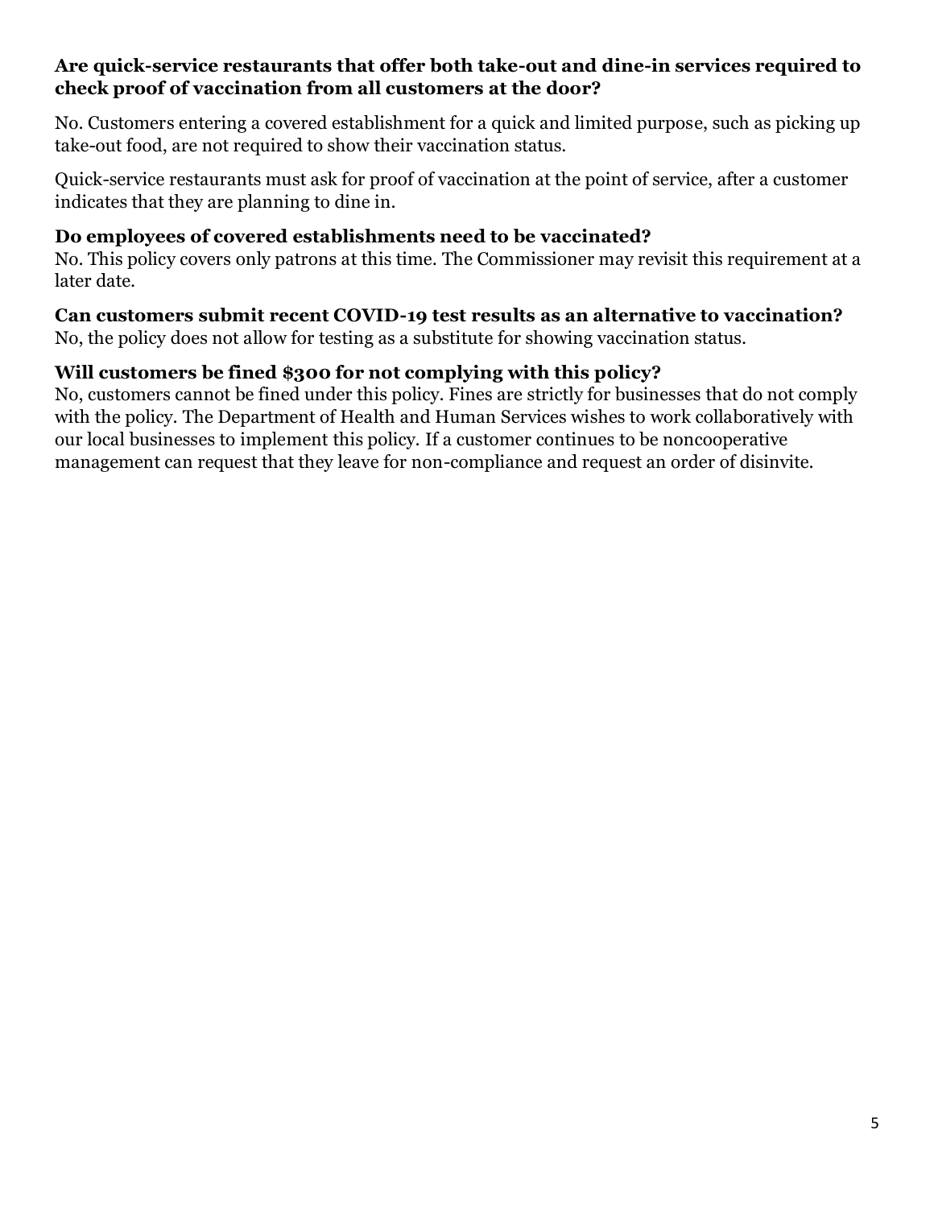**Are quick-service restaurants that offer both take-out and dine-in services required to check proof of vaccination from all customers at the door?**

No. Customers entering a covered establishment for a quick and limited purpose, such as picking up take-out food, are not required to show their vaccination status.

Quick-service restaurants must ask for proof of vaccination at the point of service, after a customer indicates that they are planning to dine in.

**Do employees of covered establishments need to be vaccinated?**

No. This policy covers only patrons at this time. The Commissioner may revisit this requirement at a later date.

**Can customers submit recent COVID-19 test results as an alternative to vaccination?**

No, the policy does not allow for testing as a substitute for showing vaccination status.

**Will customers be fined $300 for not complying with this policy?**

No, customers cannot be fined under this policy. Fines are strictly for businesses that do not comply with the policy. The Department of Health and Human Services wishes to work collaboratively with our local businesses to implement this policy. If a customer continues to be noncooperative management can request that they leave for non-compliance and request an order of disinvite.